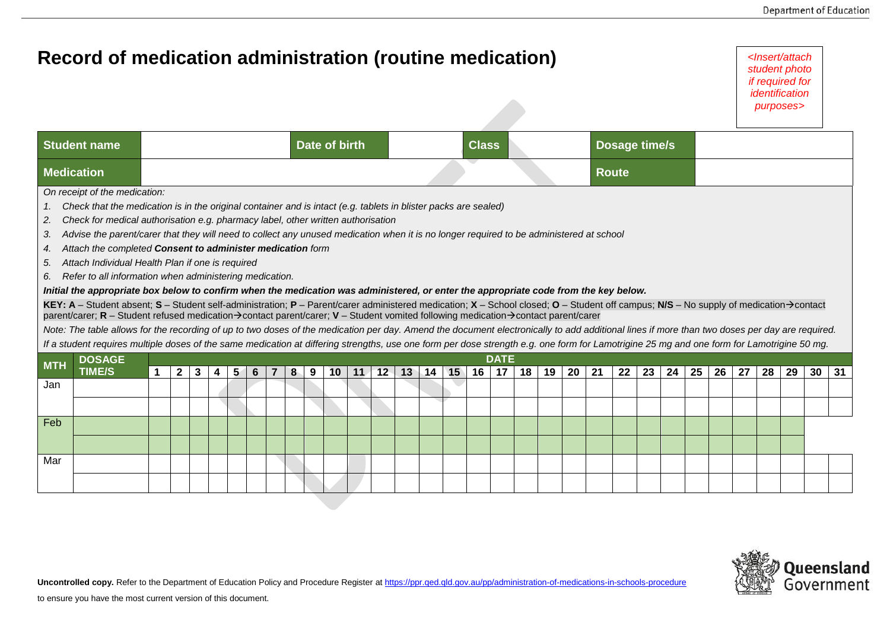# Record of medication administration (routine medication)

*<Insert/attach student photo if required for identification purposes>*

| **Student name** | | **Date of birth** | | **Class** | | **Dosage time/s** | |
|---|---|---|---|---|---|---|---|
| **Medication** | | | | | | **Route** | |

*On receipt of the medication:*

1. *Check that the medication is in the original container and is intact (e.g. tablets in blister packs are sealed)*
2. *Check for medical authorisation e.g. pharmacy label, other written authorisation*
3. *Advise the parent/carer that they will need to collect any unused medication when it is no longer required to be administered at school*
4. *Attach the completed **Consent to administer medication** form*
5. *Attach Individual Health Plan if one is required*
6. *Refer to all information when administering medication.*

***Initial the appropriate box below to confirm when the medication was administered, or enter the appropriate code from the key below.***

**KEY: A** – Student absent; **S** – Student self-administration; **P** – Parent/carer administered medication; **X** – School closed; **O** – Student off campus; **N/S** – No supply of medication→contact parent/carer; **R** – Student refused medication→contact parent/carer; **V** – Student vomited following medication→contact parent/carer

*Note: The table allows for the recording of up to two doses of the medication per day. Amend the document electronically to add additional lines if more than two doses per day are required.*

*If a student requires multiple doses of the same medication at differing strengths, use one form per dose strength e.g. one form for Lamotrigine 25 mg and one form for Lamotrigine 50 mg.*

| MTH | DOSAGE TIME/S | DATE | | | | | | | | | | | | | | | | | | | | | | | | | | | | | | |
|---|---|---|---|---|---|---|---|---|---|---|---|---|---|---|---|---|---|---|---|---|---|---|---|---|---|---|---|---|---|---|---|---|
| | | 1 | 2 | 3 | 4 | 5 | 6 | 7 | 8 | 9 | 10 | 11 | 12 | 13 | 14 | 15 | 16 | 17 | 18 | 19 | 20 | 21 | 22 | 23 | 24 | 25 | 26 | 27 | 28 | 29 | 30 | 31 |
| Jan | | | | | | | | | | | | | | | | | | | | | | | | | | | | | | | | |
| | | | | | | | | | | | | | | | | | | | | | | | | | | | | | | | | |
| Feb | | | | | | | | | | | | | | | | | | | | | | | | | | | | | | | | |
| | | | | | | | | | | | | | | | | | | | | | | | | | | | | | | | | |
| Mar | | | | | | | | | | | | | | | | | | | | | | | | | | | | | | | | |
| | | | | | | | | | | | | | | | | | | | | | | | | | | | | | | | | |

**Uncontrolled copy.** Refer to the Department of Education Policy and Procedure Register at https://ppr.qed.qld.gov.au/pp/administration-of-medications-in-schools-procedure to ensure you have the most current version of this document.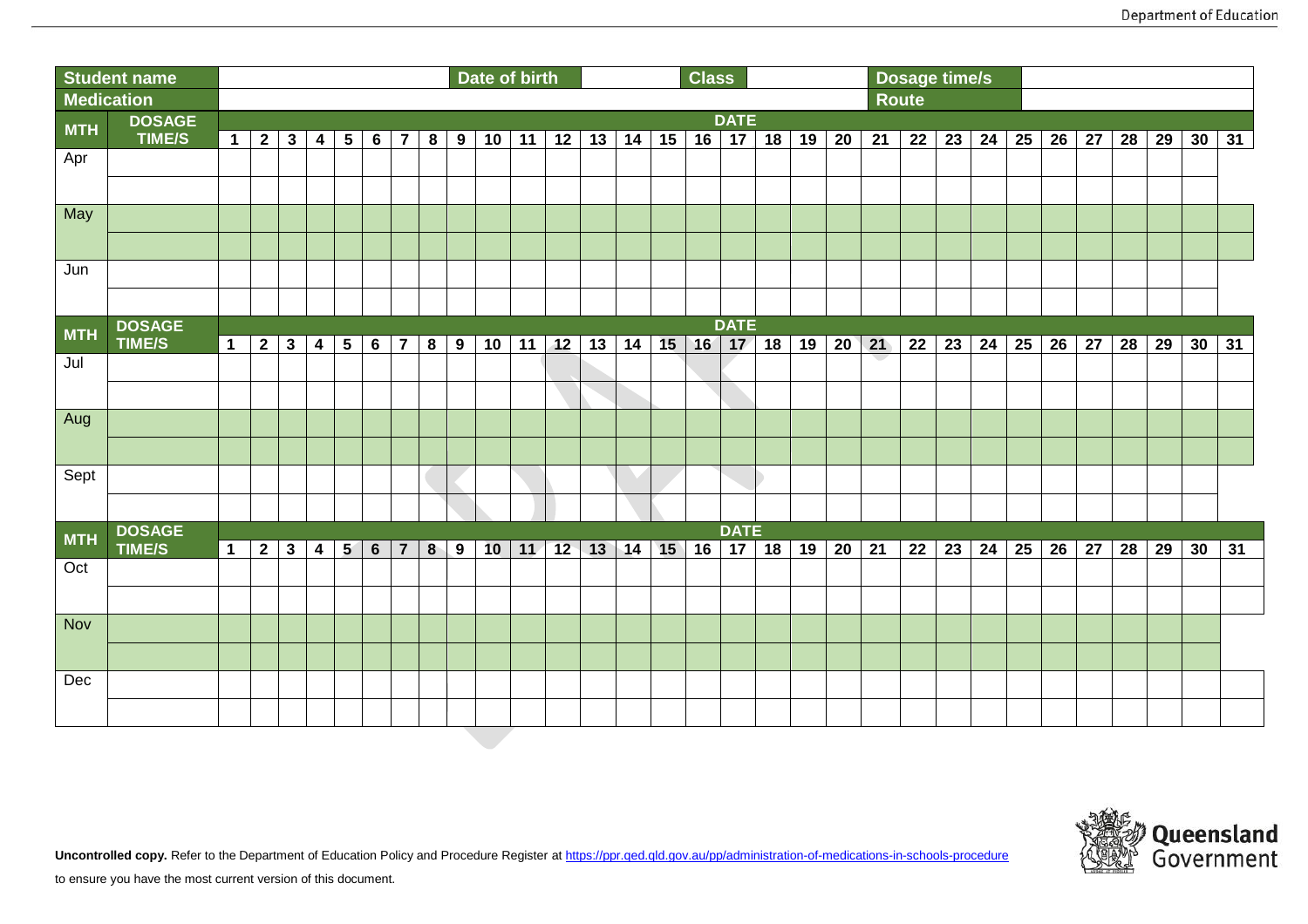| Student name | | Date of birth | | Class | | Dosage time/s | |
|---|---|---|---|---|---|---|---|
| Medication | | | | | | Route | |

| MTH | DOSAGE TIME/S | 1 | 2 | 3 | 4 | 5 | 6 | 7 | 8 | 9 | 10 | 11 | 12 | 13 | 14 | 15 | 16 | 17 | 18 | 19 | 20 | 21 | 22 | 23 | 24 | 25 | 26 | 27 | 28 | 29 | 30 | 31 |
|---|---|---|---|---|---|---|---|---|---|---|---|---|---|---|---|---|---|---|---|---|---|---|---|---|---|---|---|---|---|---|---|---|
| Apr | | | | | | | | | | | | | | | | | | | | | | | | | | | | | | | | |
| | | | | | | | | | | | | | | | | | | | | | | | | | | | | | | | | |
| May | | | | | | | | | | | | | | | | | | | | | | | | | | | | | | | | |
| | | | | | | | | | | | | | | | | | | | | | | | | | | | | | | | | |
| Jun | | | | | | | | | | | | | | | | | | | | | | | | | | | | | | | | |
| | | | | | | | | | | | | | | | | | | | | | | | | | | | | | | | | |

| MTH | DOSAGE TIME/S | 1 | 2 | 3 | 4 | 5 | 6 | 7 | 8 | 9 | 10 | 11 | 12 | 13 | 14 | 15 | 16 | 17 | 18 | 19 | 20 | 21 | 22 | 23 | 24 | 25 | 26 | 27 | 28 | 29 | 30 | 31 |
|---|---|---|---|---|---|---|---|---|---|---|---|---|---|---|---|---|---|---|---|---|---|---|---|---|---|---|---|---|---|---|---|---|
| Jul | | | | | | | | | | | | | | | | | | | | | | | | | | | | | | | | |
| | | | | | | | | | | | | | | | | | | | | | | | | | | | | | | | | |
| Aug | | | | | | | | | | | | | | | | | | | | | | | | | | | | | | | | |
| | | | | | | | | | | | | | | | | | | | | | | | | | | | | | | | | |
| Sept | | | | | | | | | | | | | | | | | | | | | | | | | | | | | | | | |
| | | | | | | | | | | | | | | | | | | | | | | | | | | | | | | | | |

| MTH | DOSAGE TIME/S | 1 | 2 | 3 | 4 | 5 | 6 | 7 | 8 | 9 | 10 | 11 | 12 | 13 | 14 | 15 | 16 | 17 | 18 | 19 | 20 | 21 | 22 | 23 | 24 | 25 | 26 | 27 | 28 | 29 | 30 | 31 |
|---|---|---|---|---|---|---|---|---|---|---|---|---|---|---|---|---|---|---|---|---|---|---|---|---|---|---|---|---|---|---|---|---|
| Oct | | | | | | | | | | | | | | | | | | | | | | | | | | | | | | | | |
| | | | | | | | | | | | | | | | | | | | | | | | | | | | | | | | | |
| Nov | | | | | | | | | | | | | | | | | | | | | | | | | | | | | | | | |
| | | | | | | | | | | | | | | | | | | | | | | | | | | | | | | | | |
| Dec | | | | | | | | | | | | | | | | | | | | | | | | | | | | | | | | |
| | | | | | | | | | | | | | | | | | | | | | | | | | | | | | | | | |

**Uncontrolled copy.** Refer to the Department of Education Policy and Procedure Register at https://ppr.qed.qld.gov.au/pp/administration-of-medications-in-schools-procedure to ensure you have the most current version of this document.